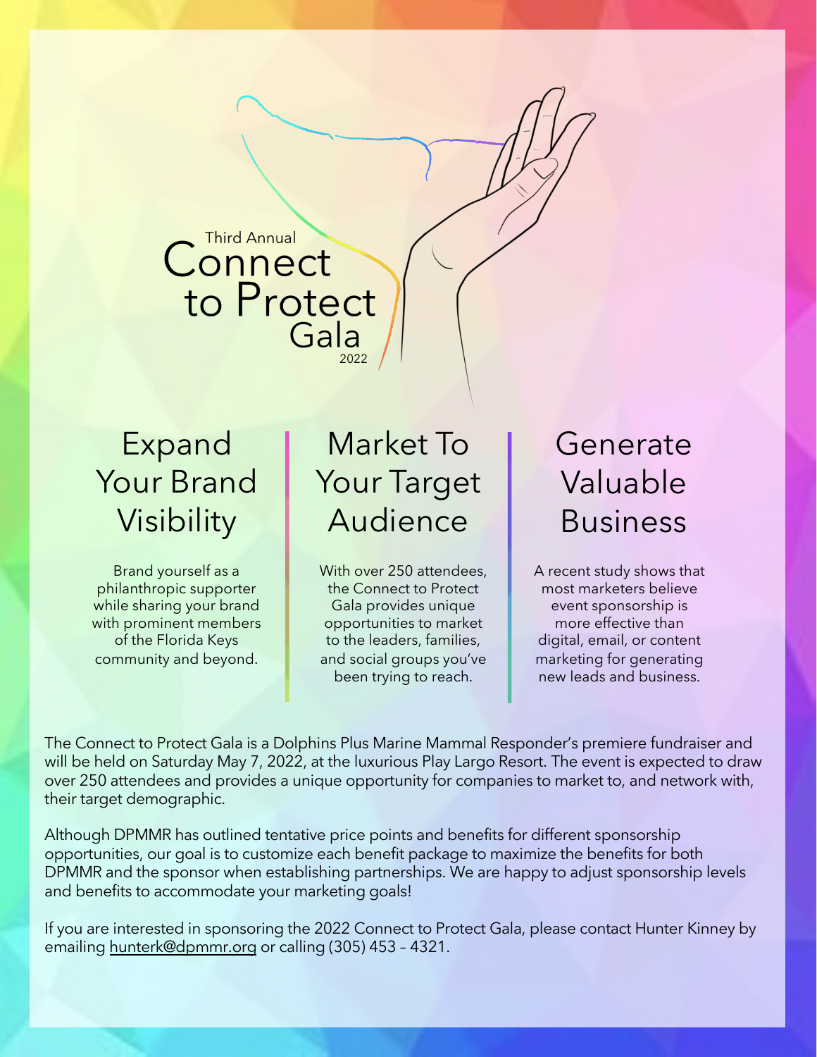# Third Annual Connect to Protect Gala 2022

## Expand Your Brand Visibility

Brand yourself as a philanthropic supporter while sharing your brand with prominent members of the Florida Keys community and beyond.

## Market To Your Target Audience

With over 250 attendees, the Connect to Protect Gala provides unique opportunities to market to the leaders, families, and social groups you've been trying to reach.

## Generate Valuable Business

A recent study shows that most marketers believe event sponsorship is more effective than digital, email, or content marketing for generating new leads and business.

The Connect to Protect Gala is a Dolphins Plus Marine Mammal Responder's premiere fundraiser and will be held on Saturday May 7, 2022, at the luxurious Play Largo Resort. The event is expected to draw over 250 attendees and provides a unique opportunity for companies to market to, and network with, their target demographic.

Although DPMMR has outlined tentative price points and benefits for different sponsorship opportunities, our goal is to customize each benefit package to maximize the benefits for both DPMMR and the sponsor when establishing partnerships. We are happy to adjust sponsorship levels and benefits to accommodate your marketing goals!

If you are interested in sponsoring the 2022 Connect to Protect Gala, please contact Hunter Kinney by emailing hunterk@dpmmr.org or calling (305) 453 – 4321.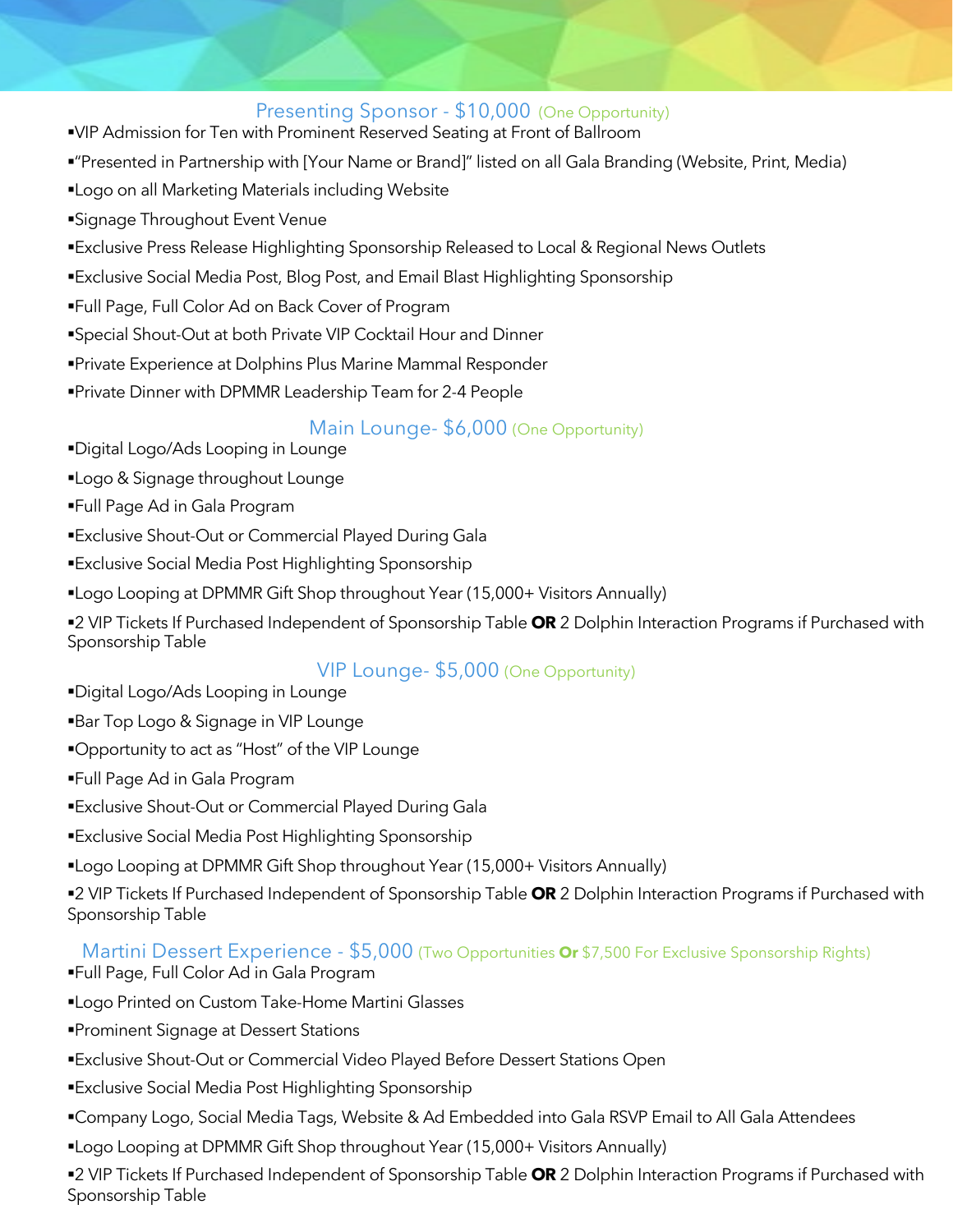## Presenting Sponsor - $10,000 (One Opportunity)

- VIP Admission for Ten with Prominent Reserved Seating at Front of Ballroom
- "Presented in Partnership with [Your Name or Brand]" listed on all Gala Branding (Website, Print, Media)
- Logo on all Marketing Materials including Website
- Signage Throughout Event Venue
- Exclusive Press Release Highlighting Sponsorship Released to Local & Regional News Outlets
- Exclusive Social Media Post, Blog Post, and Email Blast Highlighting Sponsorship
- Full Page, Full Color Ad on Back Cover of Program
- Special Shout-Out at both Private VIP Cocktail Hour and Dinner
- Private Experience at Dolphins Plus Marine Mammal Responder
- Private Dinner with DPMMR Leadership Team for 2-4 People

## Main Lounge- $6,000 (One Opportunity)

- Digital Logo/Ads Looping in Lounge
- Logo & Signage throughout Lounge
- Full Page Ad in Gala Program
- Exclusive Shout-Out or Commercial Played During Gala
- Exclusive Social Media Post Highlighting Sponsorship
- Logo Looping at DPMMR Gift Shop throughout Year (15,000+ Visitors Annually)
- 2 VIP Tickets If Purchased Independent of Sponsorship Table **OR** 2 Dolphin Interaction Programs if Purchased with Sponsorship Table

## VIP Lounge- $5,000 (One Opportunity)

- Digital Logo/Ads Looping in Lounge
- Bar Top Logo & Signage in VIP Lounge
- Opportunity to act as "Host" of the VIP Lounge
- Full Page Ad in Gala Program
- Exclusive Shout-Out or Commercial Played During Gala
- Exclusive Social Media Post Highlighting Sponsorship
- Logo Looping at DPMMR Gift Shop throughout Year (15,000+ Visitors Annually)
- 2 VIP Tickets If Purchased Independent of Sponsorship Table **OR** 2 Dolphin Interaction Programs if Purchased with Sponsorship Table

## Martini Dessert Experience - $5,000 (Two Opportunities **Or** $7,500 For Exclusive Sponsorship Rights)

- Full Page, Full Color Ad in Gala Program
- Logo Printed on Custom Take-Home Martini Glasses
- Prominent Signage at Dessert Stations
- Exclusive Shout-Out or Commercial Video Played Before Dessert Stations Open
- Exclusive Social Media Post Highlighting Sponsorship
- Company Logo, Social Media Tags, Website & Ad Embedded into Gala RSVP Email to All Gala Attendees
- Logo Looping at DPMMR Gift Shop throughout Year (15,000+ Visitors Annually)
- 2 VIP Tickets If Purchased Independent of Sponsorship Table **OR** 2 Dolphin Interaction Programs if Purchased with Sponsorship Table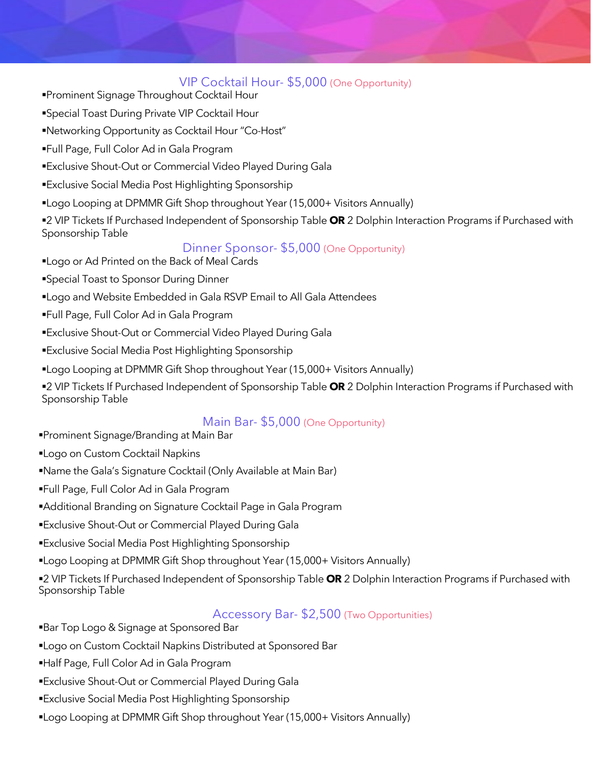## VIP Cocktail Hour- $5,000 (One Opportunity)

- Prominent Signage Throughout Cocktail Hour
- Special Toast During Private VIP Cocktail Hour
- Networking Opportunity as Cocktail Hour "Co-Host"
- Full Page, Full Color Ad in Gala Program
- Exclusive Shout-Out or Commercial Video Played During Gala
- Exclusive Social Media Post Highlighting Sponsorship
- Logo Looping at DPMMR Gift Shop throughout Year (15,000+ Visitors Annually)
- 2 VIP Tickets If Purchased Independent of Sponsorship Table **OR** 2 Dolphin Interaction Programs if Purchased with Sponsorship Table

## Dinner Sponsor- $5,000 (One Opportunity)

- Logo or Ad Printed on the Back of Meal Cards
- Special Toast to Sponsor During Dinner
- Logo and Website Embedded in Gala RSVP Email to All Gala Attendees
- Full Page, Full Color Ad in Gala Program
- Exclusive Shout-Out or Commercial Video Played During Gala
- Exclusive Social Media Post Highlighting Sponsorship
- Logo Looping at DPMMR Gift Shop throughout Year (15,000+ Visitors Annually)
- 2 VIP Tickets If Purchased Independent of Sponsorship Table **OR** 2 Dolphin Interaction Programs if Purchased with Sponsorship Table

## Main Bar- $5,000 (One Opportunity)

- Prominent Signage/Branding at Main Bar
- Logo on Custom Cocktail Napkins
- Name the Gala's Signature Cocktail (Only Available at Main Bar)
- Full Page, Full Color Ad in Gala Program
- Additional Branding on Signature Cocktail Page in Gala Program
- Exclusive Shout-Out or Commercial Played During Gala
- Exclusive Social Media Post Highlighting Sponsorship
- Logo Looping at DPMMR Gift Shop throughout Year (15,000+ Visitors Annually)
- 2 VIP Tickets If Purchased Independent of Sponsorship Table **OR** 2 Dolphin Interaction Programs if Purchased with Sponsorship Table

## Accessory Bar- $2,500 (Two Opportunities)

- Bar Top Logo & Signage at Sponsored Bar
- Logo on Custom Cocktail Napkins Distributed at Sponsored Bar
- Half Page, Full Color Ad in Gala Program
- Exclusive Shout-Out or Commercial Played During Gala
- Exclusive Social Media Post Highlighting Sponsorship
- Logo Looping at DPMMR Gift Shop throughout Year (15,000+ Visitors Annually)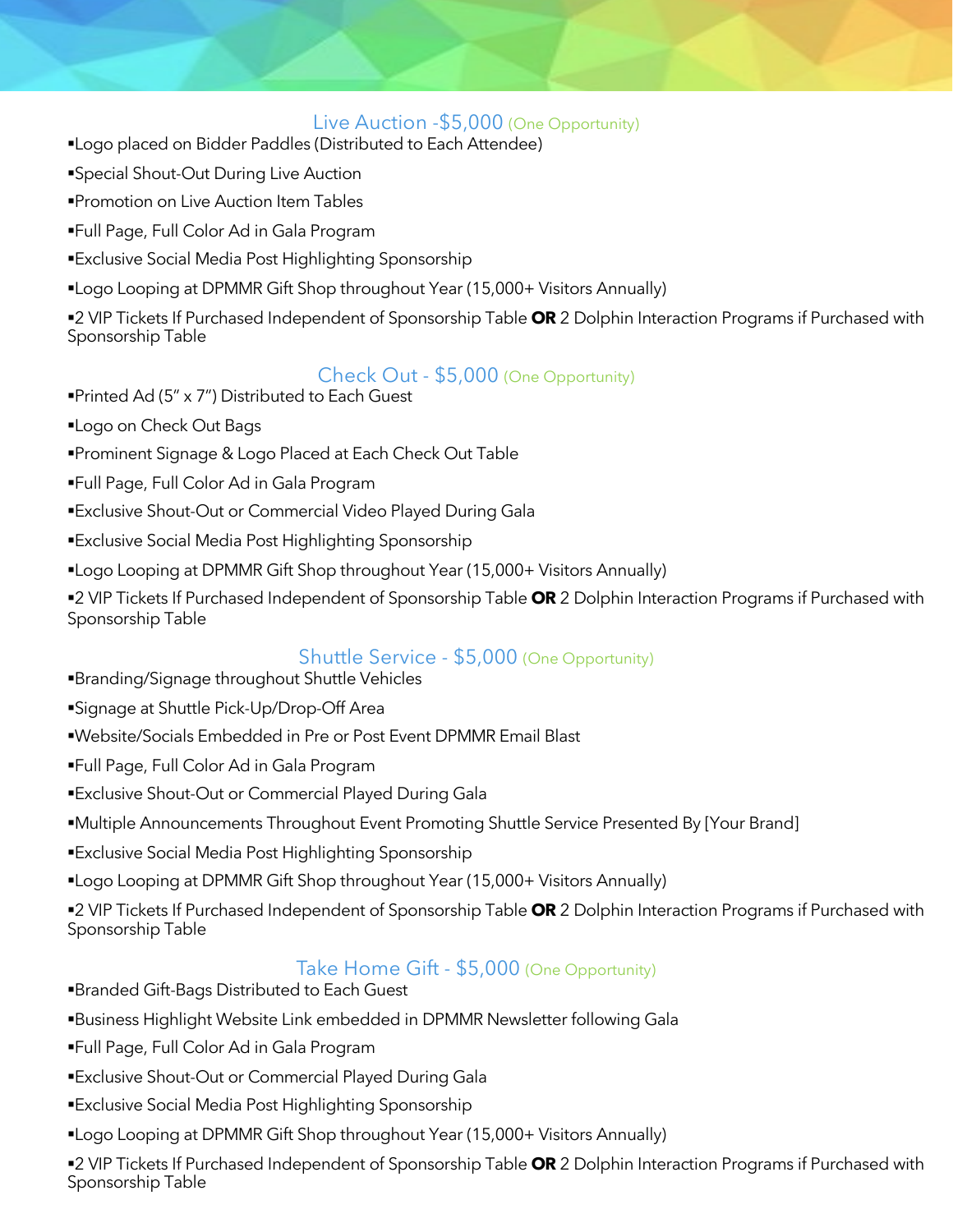## Live Auction -$5,000 (One Opportunity)

- Logo placed on Bidder Paddles (Distributed to Each Attendee)
- Special Shout-Out During Live Auction
- Promotion on Live Auction Item Tables
- Full Page, Full Color Ad in Gala Program
- Exclusive Social Media Post Highlighting Sponsorship
- Logo Looping at DPMMR Gift Shop throughout Year (15,000+ Visitors Annually)
- 2 VIP Tickets If Purchased Independent of Sponsorship Table **OR** 2 Dolphin Interaction Programs if Purchased with Sponsorship Table

## Check Out - $5,000 (One Opportunity)

- Printed Ad (5" x 7") Distributed to Each Guest
- Logo on Check Out Bags
- Prominent Signage & Logo Placed at Each Check Out Table
- Full Page, Full Color Ad in Gala Program
- Exclusive Shout-Out or Commercial Video Played During Gala
- Exclusive Social Media Post Highlighting Sponsorship
- Logo Looping at DPMMR Gift Shop throughout Year (15,000+ Visitors Annually)
- 2 VIP Tickets If Purchased Independent of Sponsorship Table **OR** 2 Dolphin Interaction Programs if Purchased with Sponsorship Table

## Shuttle Service - $5,000 (One Opportunity)

- Branding/Signage throughout Shuttle Vehicles
- Signage at Shuttle Pick-Up/Drop-Off Area
- Website/Socials Embedded in Pre or Post Event DPMMR Email Blast
- Full Page, Full Color Ad in Gala Program
- Exclusive Shout-Out or Commercial Played During Gala
- Multiple Announcements Throughout Event Promoting Shuttle Service Presented By [Your Brand]
- Exclusive Social Media Post Highlighting Sponsorship
- Logo Looping at DPMMR Gift Shop throughout Year (15,000+ Visitors Annually)
- 2 VIP Tickets If Purchased Independent of Sponsorship Table **OR** 2 Dolphin Interaction Programs if Purchased with Sponsorship Table

## Take Home Gift - $5,000 (One Opportunity)

- Branded Gift-Bags Distributed to Each Guest
- Business Highlight Website Link embedded in DPMMR Newsletter following Gala
- Full Page, Full Color Ad in Gala Program
- Exclusive Shout-Out or Commercial Played During Gala
- Exclusive Social Media Post Highlighting Sponsorship
- Logo Looping at DPMMR Gift Shop throughout Year (15,000+ Visitors Annually)
- 2 VIP Tickets If Purchased Independent of Sponsorship Table **OR** 2 Dolphin Interaction Programs if Purchased with Sponsorship Table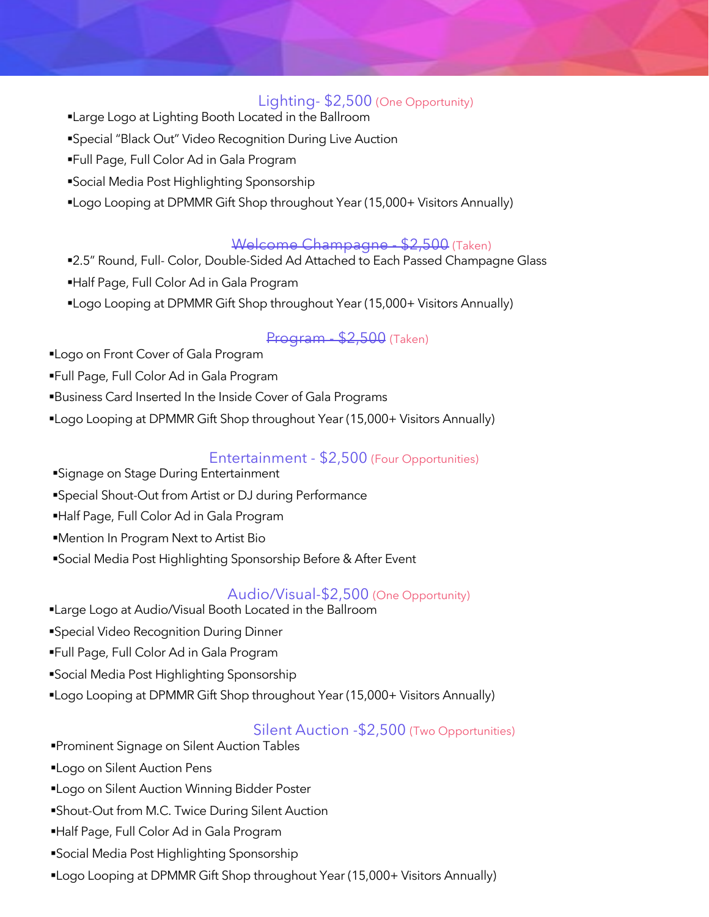## Lighting- $2,500 (One Opportunity)

▪Large Logo at Lighting Booth Located in the Ballroom

▪Special "Black Out" Video Recognition During Live Auction

▪Full Page, Full Color Ad in Gala Program

▪Social Media Post Highlighting Sponsorship

▪Logo Looping at DPMMR Gift Shop throughout Year (15,000+ Visitors Annually)

## ~~Welcome Champagne - $2,500~~ (Taken)

▪2.5" Round, Full- Color, Double-Sided Ad Attached to Each Passed Champagne Glass

▪Half Page, Full Color Ad in Gala Program

▪Logo Looping at DPMMR Gift Shop throughout Year (15,000+ Visitors Annually)

## ~~Program - $2,500~~ (Taken)

▪Logo on Front Cover of Gala Program

▪Full Page, Full Color Ad in Gala Program

▪Business Card Inserted In the Inside Cover of Gala Programs

▪Logo Looping at DPMMR Gift Shop throughout Year (15,000+ Visitors Annually)

## Entertainment - $2,500 (Four Opportunities)

▪Signage on Stage During Entertainment

▪Special Shout-Out from Artist or DJ during Performance

▪Half Page, Full Color Ad in Gala Program

▪Mention In Program Next to Artist Bio

▪Social Media Post Highlighting Sponsorship Before & After Event

## Audio/Visual-$2,500 (One Opportunity)

▪Large Logo at Audio/Visual Booth Located in the Ballroom

▪Special Video Recognition During Dinner

▪Full Page, Full Color Ad in Gala Program

▪Social Media Post Highlighting Sponsorship

▪Logo Looping at DPMMR Gift Shop throughout Year (15,000+ Visitors Annually)

## Silent Auction -$2,500 (Two Opportunities)

▪Prominent Signage on Silent Auction Tables

▪Logo on Silent Auction Pens

▪Logo on Silent Auction Winning Bidder Poster

▪Shout-Out from M.C. Twice During Silent Auction

▪Half Page, Full Color Ad in Gala Program

▪Social Media Post Highlighting Sponsorship

▪Logo Looping at DPMMR Gift Shop throughout Year (15,000+ Visitors Annually)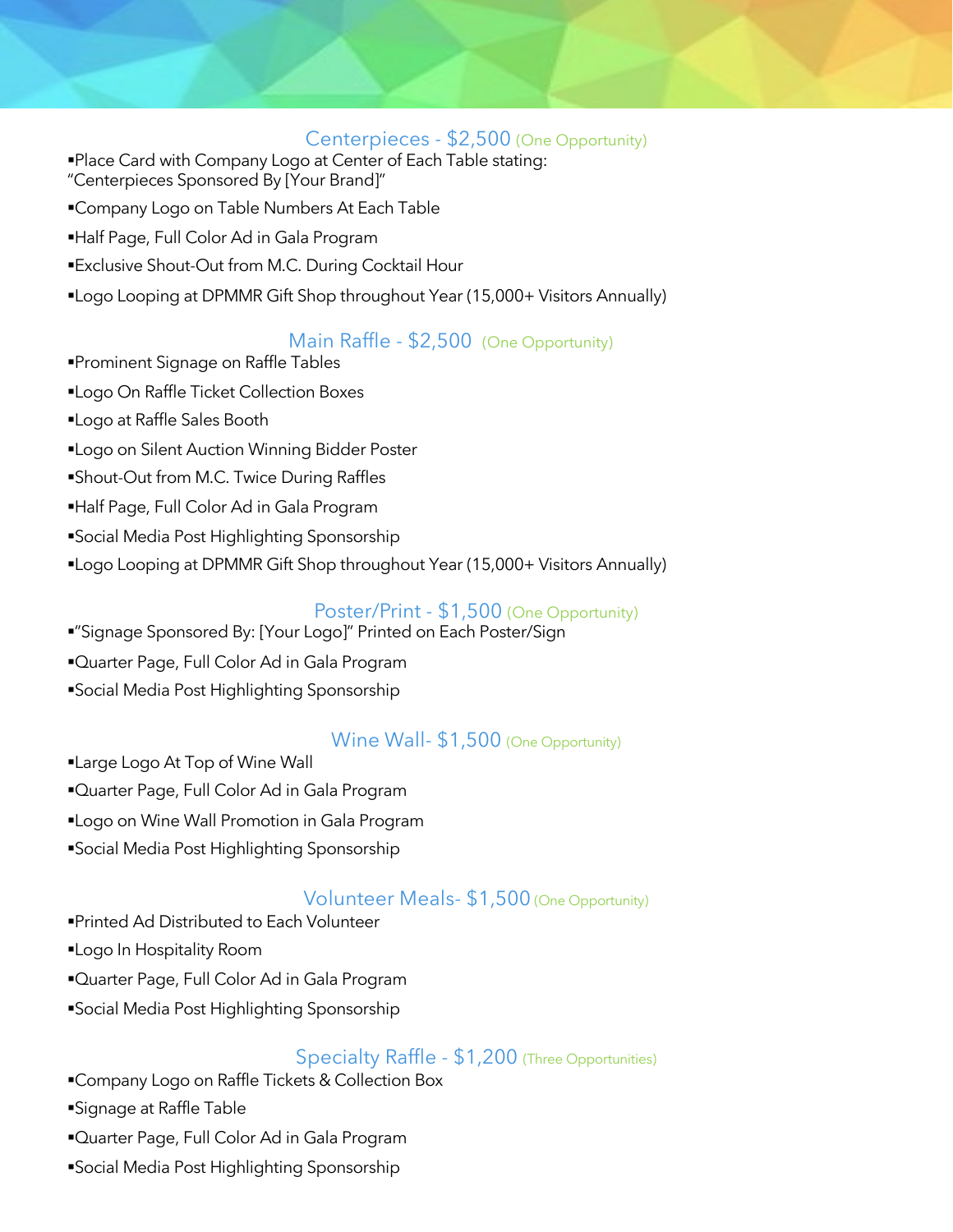## Centerpieces - $2,500 (One Opportunity)

- Place Card with Company Logo at Center of Each Table stating: "Centerpieces Sponsored By [Your Brand]"
- Company Logo on Table Numbers At Each Table
- Half Page, Full Color Ad in Gala Program
- Exclusive Shout-Out from M.C. During Cocktail Hour
- Logo Looping at DPMMR Gift Shop throughout Year (15,000+ Visitors Annually)

## Main Raffle - $2,500 (One Opportunity)

- Prominent Signage on Raffle Tables
- Logo On Raffle Ticket Collection Boxes
- Logo at Raffle Sales Booth
- Logo on Silent Auction Winning Bidder Poster
- Shout-Out from M.C. Twice During Raffles
- Half Page, Full Color Ad in Gala Program
- Social Media Post Highlighting Sponsorship
- Logo Looping at DPMMR Gift Shop throughout Year (15,000+ Visitors Annually)

## Poster/Print - $1,500 (One Opportunity)

- "Signage Sponsored By: [Your Logo]" Printed on Each Poster/Sign
- Quarter Page, Full Color Ad in Gala Program
- Social Media Post Highlighting Sponsorship

## Wine Wall- $1,500 (One Opportunity)

- Large Logo At Top of Wine Wall
- Quarter Page, Full Color Ad in Gala Program
- Logo on Wine Wall Promotion in Gala Program
- Social Media Post Highlighting Sponsorship

## Volunteer Meals- $1,500 (One Opportunity)

- Printed Ad Distributed to Each Volunteer
- Logo In Hospitality Room
- Quarter Page, Full Color Ad in Gala Program
- Social Media Post Highlighting Sponsorship

## Specialty Raffle - $1,200 (Three Opportunities)

- Company Logo on Raffle Tickets & Collection Box
- Signage at Raffle Table
- Quarter Page, Full Color Ad in Gala Program
- Social Media Post Highlighting Sponsorship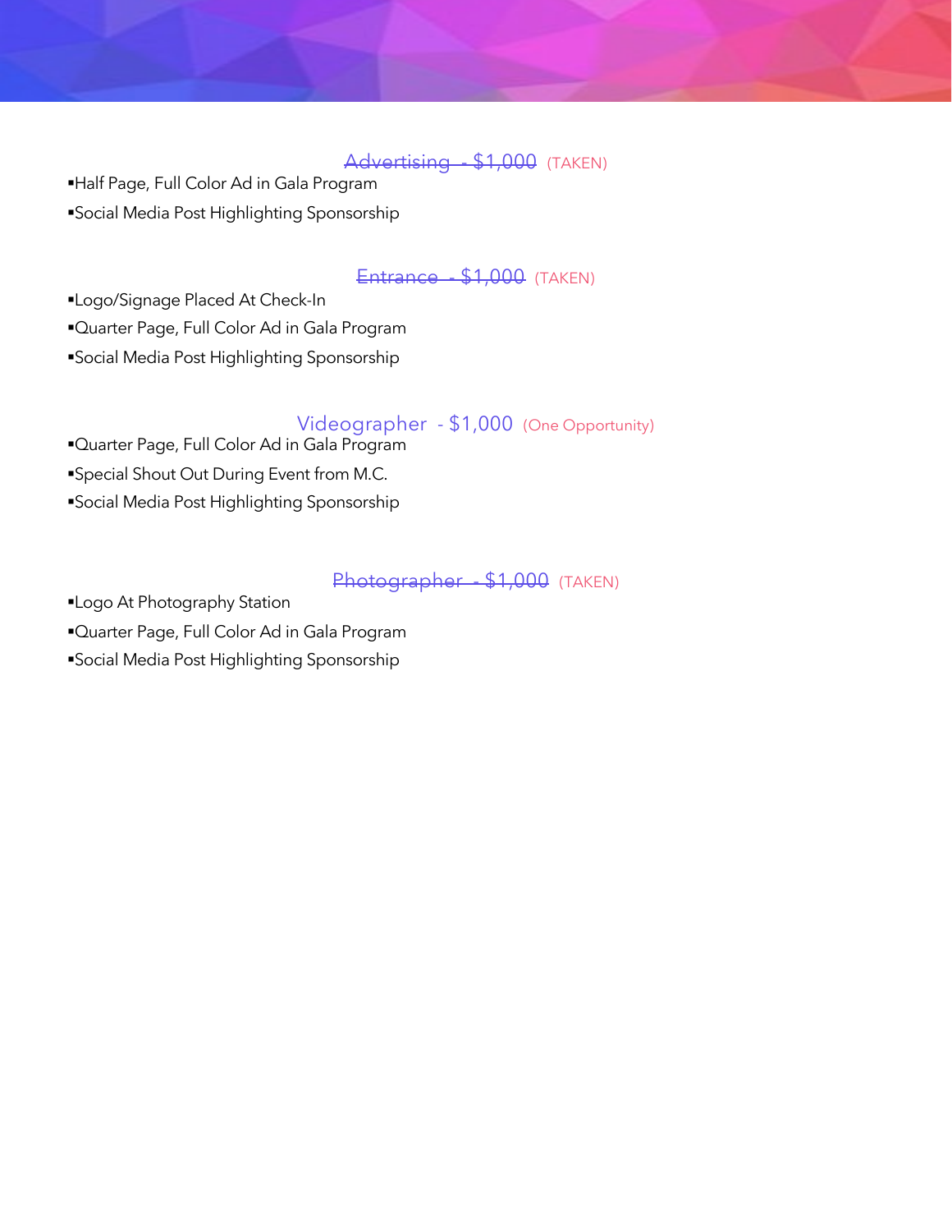## ~~Advertising - $1,000~~ (TAKEN)

- Half Page, Full Color Ad in Gala Program
- Social Media Post Highlighting Sponsorship

## ~~Entrance - $1,000~~ (TAKEN)

- Logo/Signage Placed At Check-In
- Quarter Page, Full Color Ad in Gala Program
- Social Media Post Highlighting Sponsorship

## Videographer - $1,000 (One Opportunity)

- Quarter Page, Full Color Ad in Gala Program
- Special Shout Out During Event from M.C.
- Social Media Post Highlighting Sponsorship

## ~~Photographer - $1,000~~ (TAKEN)

- Logo At Photography Station
- Quarter Page, Full Color Ad in Gala Program
- Social Media Post Highlighting Sponsorship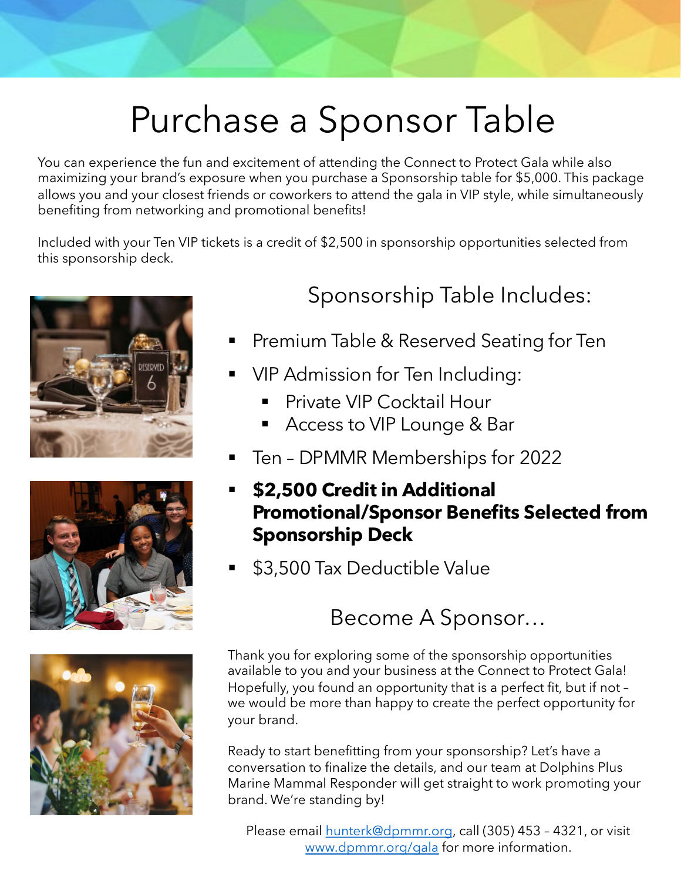# Purchase a Sponsor Table

You can experience the fun and excitement of attending the Connect to Protect Gala while also maximizing your brand's exposure when you purchase a Sponsorship table for $5,000. This package allows you and your closest friends or coworkers to attend the gala in VIP style, while simultaneously benefiting from networking and promotional benefits!

Included with your Ten VIP tickets is a credit of $2,500 in sponsorship opportunities selected from this sponsorship deck.

## Sponsorship Table Includes:

- Premium Table & Reserved Seating for Ten
- VIP Admission for Ten Including:
  - Private VIP Cocktail Hour
  - Access to VIP Lounge & Bar
- Ten – DPMMR Memberships for 2022
- **$2,500 Credit in Additional Promotional/Sponsor Benefits Selected from Sponsorship Deck**
- $3,500 Tax Deductible Value

## Become A Sponsor…

Thank you for exploring some of the sponsorship opportunities available to you and your business at the Connect to Protect Gala! Hopefully, you found an opportunity that is a perfect fit, but if not – we would be more than happy to create the perfect opportunity for your brand.

Ready to start benefitting from your sponsorship? Let's have a conversation to finalize the details, and our team at Dolphins Plus Marine Mammal Responder will get straight to work promoting your brand. We're standing by!

Please email hunterk@dpmmr.org, call (305) 453 – 4321, or visit www.dpmmr.org/gala for more information.